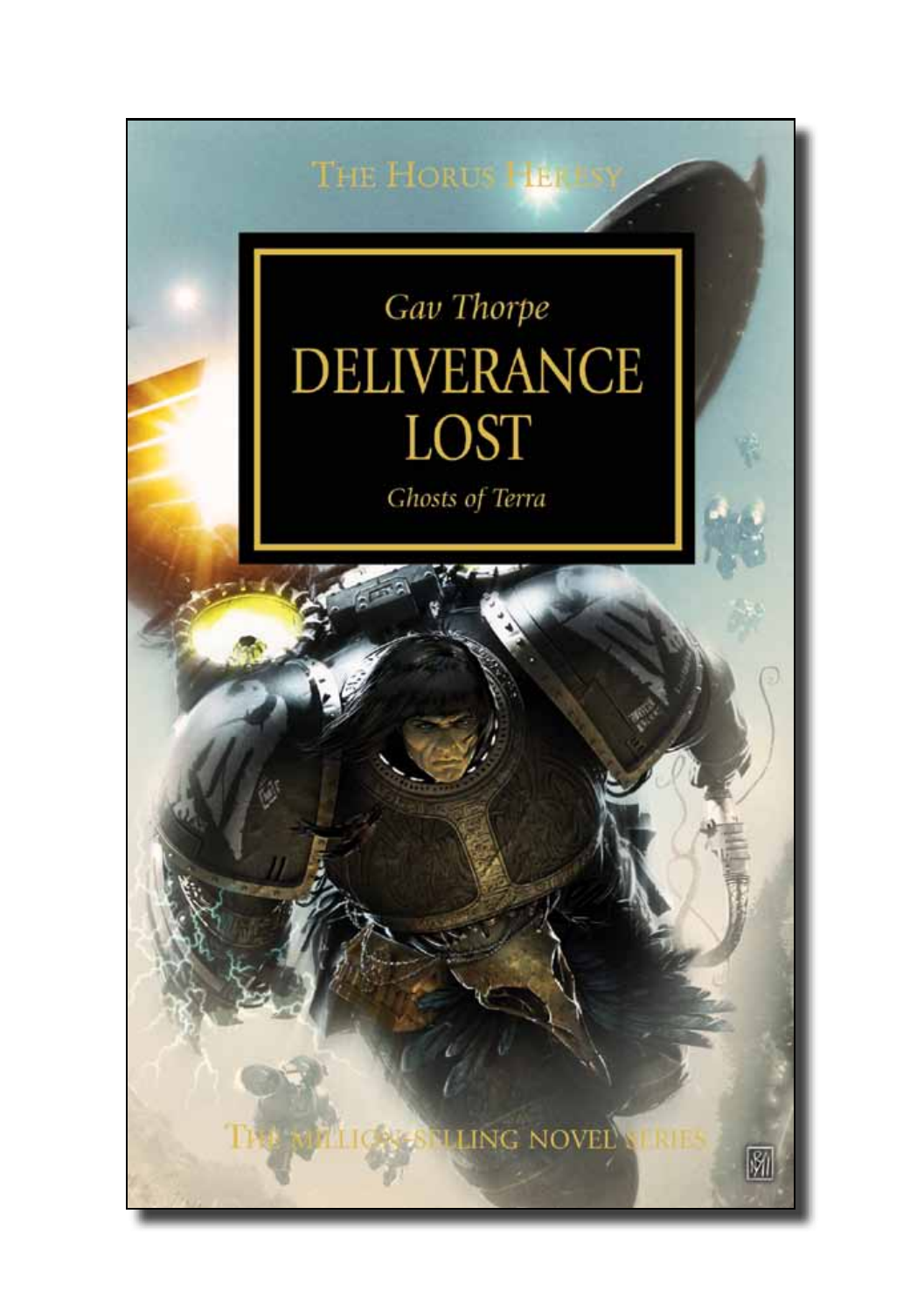THE HORUS HERESY

Gav Thorpe

# DELIVERANCE LOST

*Ghosts of Terra*

THE MILLION-SELLING NOVEL SERIES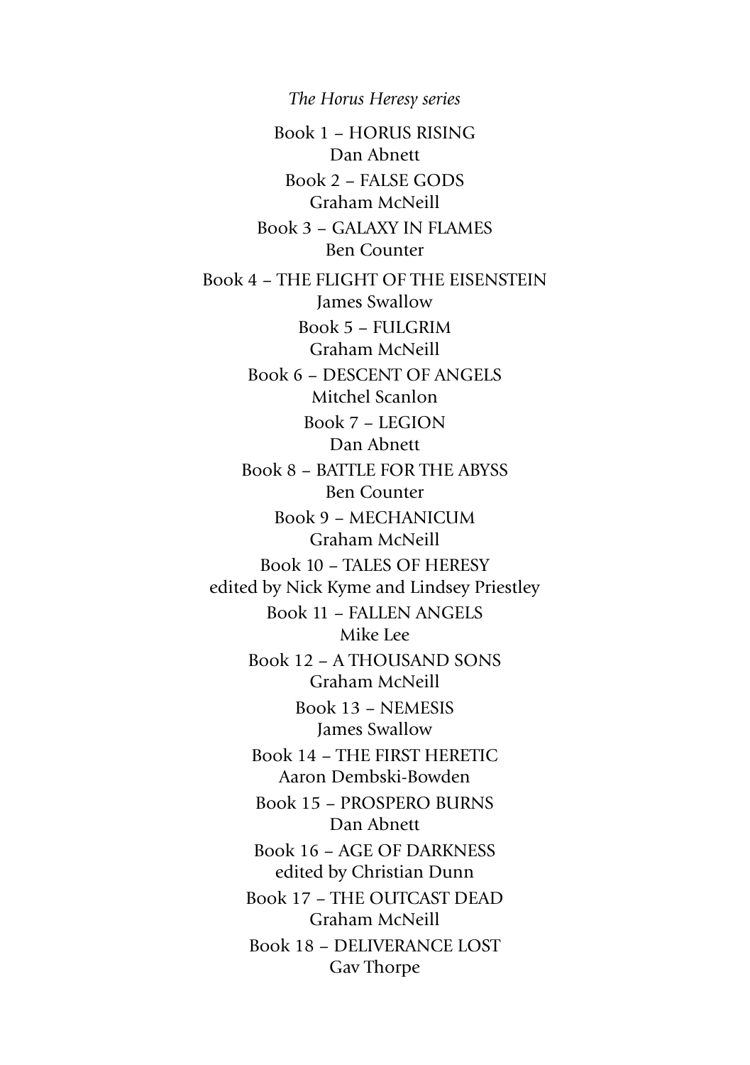*The Horus Heresy series*

Book 1 – HORUS RISING
Dan Abnett

Book 2 – FALSE GODS
Graham McNeill

Book 3 – GALAXY IN FLAMES
Ben Counter

Book 4 – THE FLIGHT OF THE EISENSTEIN
James Swallow

Book 5 – FULGRIM
Graham McNeill

Book 6 – DESCENT OF ANGELS
Mitchel Scanlon

Book 7 – LEGION
Dan Abnett

Book 8 – BATTLE FOR THE ABYSS
Ben Counter

Book 9 – MECHANICUM
Graham McNeill

Book 10 – TALES OF HERESY
edited by Nick Kyme and Lindsey Priestley

Book 11 – FALLEN ANGELS
Mike Lee

Book 12 – A THOUSAND SONS
Graham McNeill

Book 13 – NEMESIS
James Swallow

Book 14 – THE FIRST HERETIC
Aaron Dembski-Bowden

Book 15 – PROSPERO BURNS
Dan Abnett

Book 16 – AGE OF DARKNESS
edited by Christian Dunn

Book 17 – THE OUTCAST DEAD
Graham McNeill

Book 18 – DELIVERANCE LOST
Gav Thorpe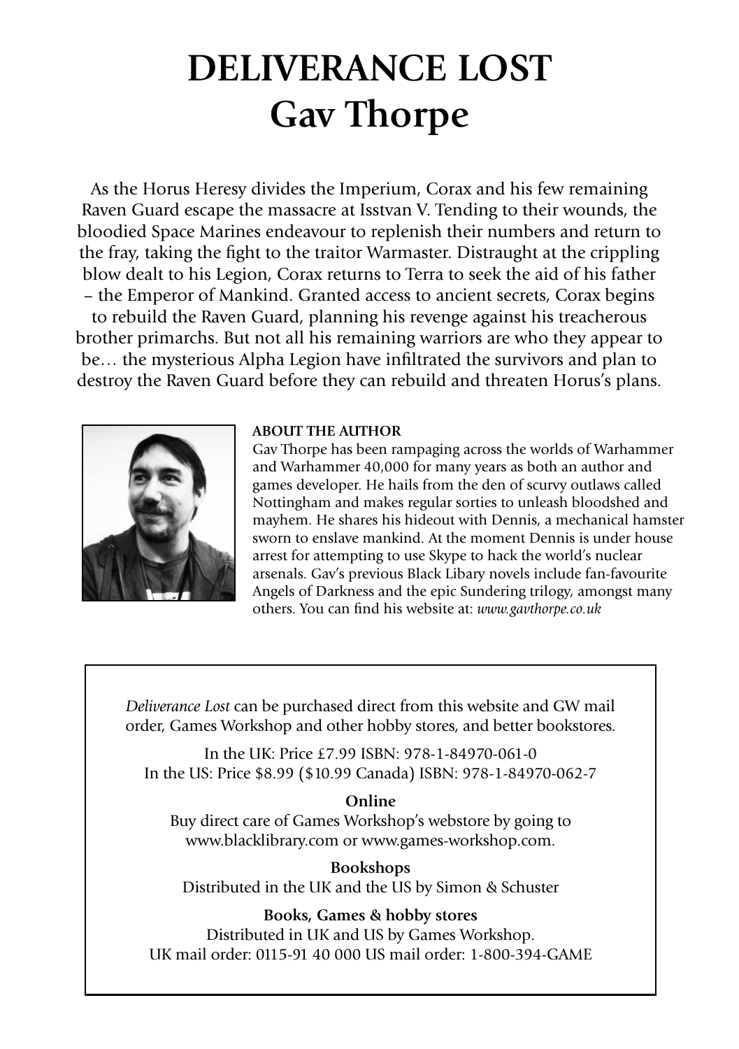# DELIVERANCE LOST
# Gav Thorpe

As the Horus Heresy divides the Imperium, Corax and his few remaining Raven Guard escape the massacre at Isstvan V. Tending to their wounds, the bloodied Space Marines endeavour to replenish their numbers and return to the fray, taking the fight to the traitor Warmaster. Distraught at the crippling blow dealt to his Legion, Corax returns to Terra to seek the aid of his father – the Emperor of Mankind. Granted access to ancient secrets, Corax begins to rebuild the Raven Guard, planning his revenge against his treacherous brother primarchs. But not all his remaining warriors are who they appear to be… the mysterious Alpha Legion have infiltrated the survivors and plan to destroy the Raven Guard before they can rebuild and threaten Horus's plans.

**ABOUT THE AUTHOR**

Gav Thorpe has been rampaging across the worlds of Warhammer and Warhammer 40,000 for many years as both an author and games developer. He hails from the den of scurvy outlaws called Nottingham and makes regular sorties to unleash bloodshed and mayhem. He shares his hideout with Dennis, a mechanical hamster sworn to enslave mankind. At the moment Dennis is under house arrest for attempting to use Skype to hack the world's nuclear arsenals. Gav's previous Black Libary novels include fan-favourite Angels of Darkness and the epic Sundering trilogy, amongst many others. You can find his website at: *www.gavthorpe.co.uk*

*Deliverance Lost* can be purchased direct from this website and GW mail order, Games Workshop and other hobby stores, and better bookstores.

In the UK: Price £7.99 ISBN: 978-1-84970-061-0
In the US: Price $8.99 ($10.99 Canada) ISBN: 978-1-84970-062-7

**Online**

Buy direct care of Games Workshop's webstore by going to www.blacklibrary.com or www.games-workshop.com.

**Bookshops**

Distributed in the UK and the US by Simon & Schuster

**Books, Games & hobby stores**

Distributed in UK and US by Games Workshop.
UK mail order: 0115-91 40 000 US mail order: 1-800-394-GAME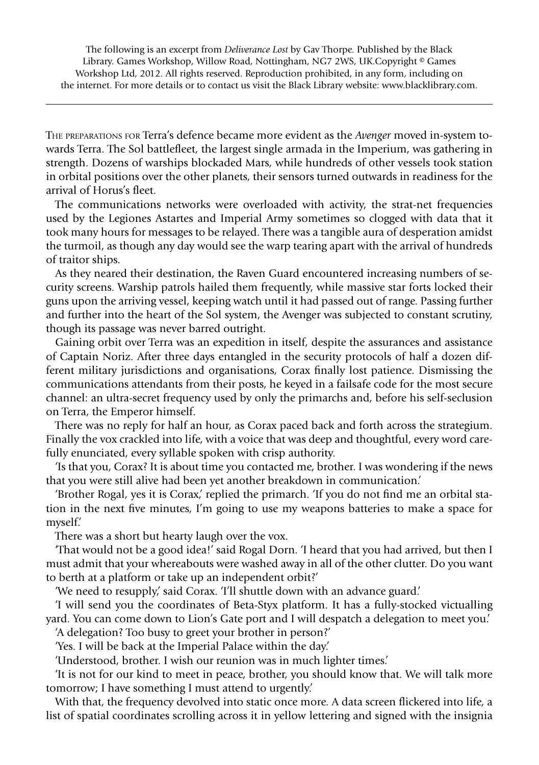The following is an excerpt from *Deliverance Lost* by Gav Thorpe. Published by the Black Library. Games Workshop, Willow Road, Nottingham, NG7 2WS, UK.Copyright © Games Workshop Ltd, 2012. All rights reserved. Reproduction prohibited, in any form, including on the internet. For more details or to contact us visit the Black Library website: www.blacklibrary.com.

---

The preparations for Terra's defence became more evident as the *Avenger* moved in-system towards Terra. The Sol battlefleet, the largest single armada in the Imperium, was gathering in strength. Dozens of warships blockaded Mars, while hundreds of other vessels took station in orbital positions over the other planets, their sensors turned outwards in readiness for the arrival of Horus's fleet.

The communications networks were overloaded with activity, the strat-net frequencies used by the Legiones Astartes and Imperial Army sometimes so clogged with data that it took many hours for messages to be relayed. There was a tangible aura of desperation amidst the turmoil, as though any day would see the warp tearing apart with the arrival of hundreds of traitor ships.

As they neared their destination, the Raven Guard encountered increasing numbers of security screens. Warship patrols hailed them frequently, while massive star forts locked their guns upon the arriving vessel, keeping watch until it had passed out of range. Passing further and further into the heart of the Sol system, the Avenger was subjected to constant scrutiny, though its passage was never barred outright.

Gaining orbit over Terra was an expedition in itself, despite the assurances and assistance of Captain Noriz. After three days entangled in the security protocols of half a dozen different military jurisdictions and organisations, Corax finally lost patience. Dismissing the communications attendants from their posts, he keyed in a failsafe code for the most secure channel: an ultra-secret frequency used by only the primarchs and, before his self-seclusion on Terra, the Emperor himself.

There was no reply for half an hour, as Corax paced back and forth across the strategium. Finally the vox crackled into life, with a voice that was deep and thoughtful, every word carefully enunciated, every syllable spoken with crisp authority.

'Is that you, Corax? It is about time you contacted me, brother. I was wondering if the news that you were still alive had been yet another breakdown in communication.'

'Brother Rogal, yes it is Corax,' replied the primarch. 'If you do not find me an orbital station in the next five minutes, I'm going to use my weapons batteries to make a space for myself.'

There was a short but hearty laugh over the vox.

'That would not be a good idea!' said Rogal Dorn. 'I heard that you had arrived, but then I must admit that your whereabouts were washed away in all of the other clutter. Do you want to berth at a platform or take up an independent orbit?'

'We need to resupply,' said Corax. 'I'll shuttle down with an advance guard.'

'I will send you the coordinates of Beta-Styx platform. It has a fully-stocked victualling yard. You can come down to Lion's Gate port and I will despatch a delegation to meet you.'

'A delegation? Too busy to greet your brother in person?'

'Yes. I will be back at the Imperial Palace within the day.'

'Understood, brother. I wish our reunion was in much lighter times.'

'It is not for our kind to meet in peace, brother, you should know that. We will talk more tomorrow; I have something I must attend to urgently.'

With that, the frequency devolved into static once more. A data screen flickered into life, a list of spatial coordinates scrolling across it in yellow lettering and signed with the insignia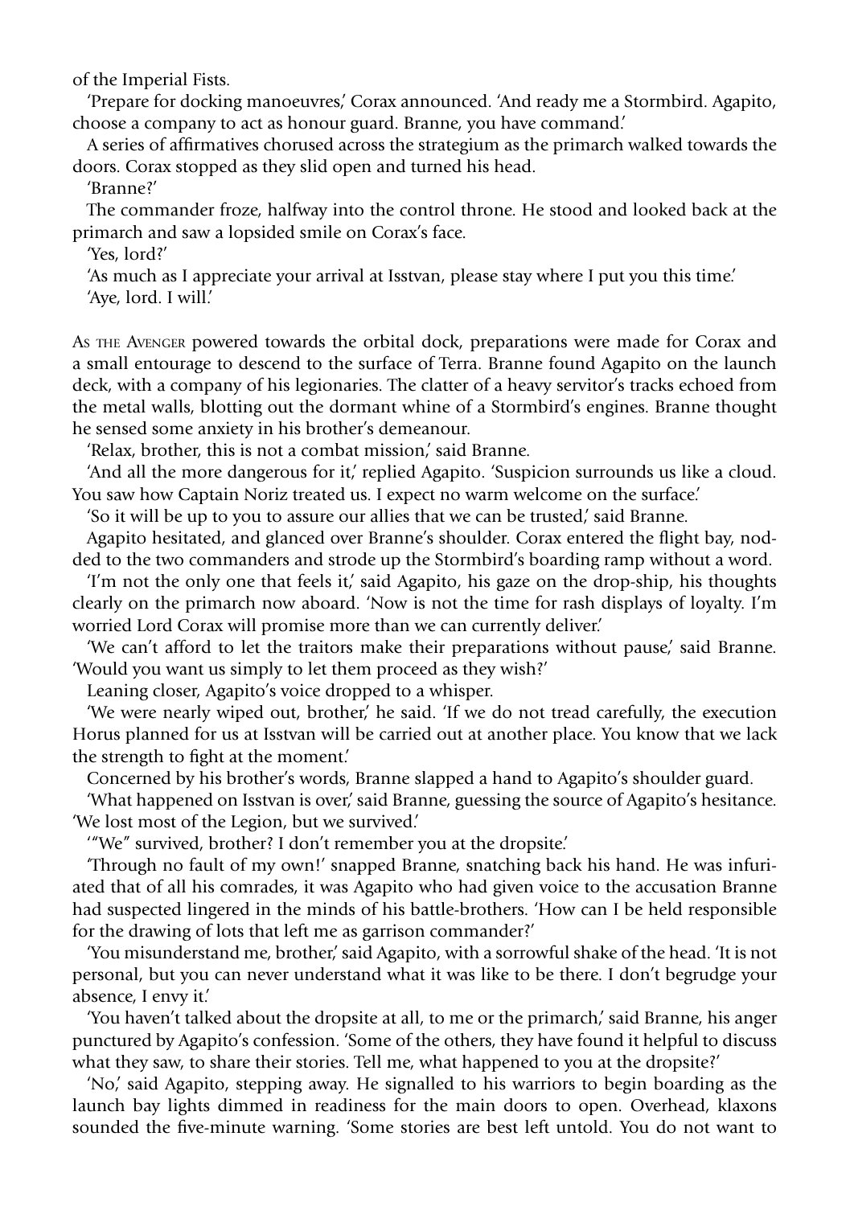of the Imperial Fists.

'Prepare for docking manoeuvres,' Corax announced. 'And ready me a Stormbird. Agapito, choose a company to act as honour guard. Branne, you have command.'

A series of affirmatives chorused across the strategium as the primarch walked towards the doors. Corax stopped as they slid open and turned his head.

'Branne?'

The commander froze, halfway into the control throne. He stood and looked back at the primarch and saw a lopsided smile on Corax's face.

'Yes, lord?'

'As much as I appreciate your arrival at Isstvan, please stay where I put you this time.'

'Aye, lord. I will.'

As the Avenger powered towards the orbital dock, preparations were made for Corax and a small entourage to descend to the surface of Terra. Branne found Agapito on the launch deck, with a company of his legionaries. The clatter of a heavy servitor's tracks echoed from the metal walls, blotting out the dormant whine of a Stormbird's engines. Branne thought he sensed some anxiety in his brother's demeanour.

'Relax, brother, this is not a combat mission,' said Branne.

'And all the more dangerous for it,' replied Agapito. 'Suspicion surrounds us like a cloud. You saw how Captain Noriz treated us. I expect no warm welcome on the surface.'

'So it will be up to you to assure our allies that we can be trusted,' said Branne.

Agapito hesitated, and glanced over Branne's shoulder. Corax entered the flight bay, nodded to the two commanders and strode up the Stormbird's boarding ramp without a word.

'I'm not the only one that feels it,' said Agapito, his gaze on the drop-ship, his thoughts clearly on the primarch now aboard. 'Now is not the time for rash displays of loyalty. I'm worried Lord Corax will promise more than we can currently deliver.'

'We can't afford to let the traitors make their preparations without pause,' said Branne. 'Would you want us simply to let them proceed as they wish?'

Leaning closer, Agapito's voice dropped to a whisper.

'We were nearly wiped out, brother,' he said. 'If we do not tread carefully, the execution Horus planned for us at Isstvan will be carried out at another place. You know that we lack the strength to fight at the moment.'

Concerned by his brother's words, Branne slapped a hand to Agapito's shoulder guard.

'What happened on Isstvan is over,' said Branne, guessing the source of Agapito's hesitance. 'We lost most of the Legion, but we survived.'

'"We" survived, brother? I don't remember you at the dropsite.'

'Through no fault of my own!' snapped Branne, snatching back his hand. He was infuriated that of all his comrades, it was Agapito who had given voice to the accusation Branne had suspected lingered in the minds of his battle-brothers. 'How can I be held responsible for the drawing of lots that left me as garrison commander?'

'You misunderstand me, brother,' said Agapito, with a sorrowful shake of the head. 'It is not personal, but you can never understand what it was like to be there. I don't begrudge your absence, I envy it.'

'You haven't talked about the dropsite at all, to me or the primarch,' said Branne, his anger punctured by Agapito's confession. 'Some of the others, they have found it helpful to discuss what they saw, to share their stories. Tell me, what happened to you at the dropsite?'

'No,' said Agapito, stepping away. He signalled to his warriors to begin boarding as the launch bay lights dimmed in readiness for the main doors to open. Overhead, klaxons sounded the five-minute warning. 'Some stories are best left untold. You do not want to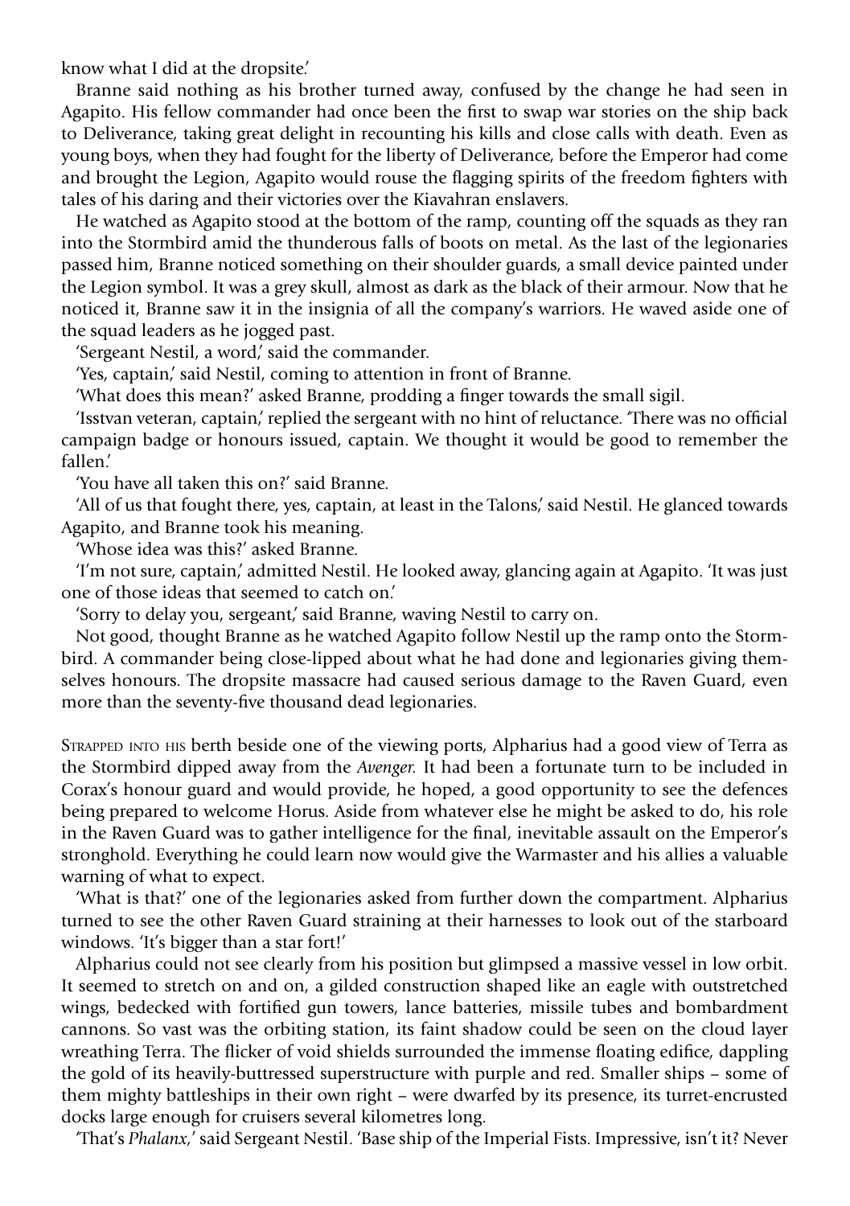know what I did at the dropsite.'

Branne said nothing as his brother turned away, confused by the change he had seen in Agapito. His fellow commander had once been the first to swap war stories on the ship back to Deliverance, taking great delight in recounting his kills and close calls with death. Even as young boys, when they had fought for the liberty of Deliverance, before the Emperor had come and brought the Legion, Agapito would rouse the flagging spirits of the freedom fighters with tales of his daring and their victories over the Kiavahran enslavers.

He watched as Agapito stood at the bottom of the ramp, counting off the squads as they ran into the Stormbird amid the thunderous falls of boots on metal. As the last of the legionaries passed him, Branne noticed something on their shoulder guards, a small device painted under the Legion symbol. It was a grey skull, almost as dark as the black of their armour. Now that he noticed it, Branne saw it in the insignia of all the company's warriors. He waved aside one of the squad leaders as he jogged past.

'Sergeant Nestil, a word,' said the commander.

'Yes, captain,' said Nestil, coming to attention in front of Branne.

'What does this mean?' asked Branne, prodding a finger towards the small sigil.

'Isstvan veteran, captain,' replied the sergeant with no hint of reluctance. 'There was no official campaign badge or honours issued, captain. We thought it would be good to remember the fallen.'

'You have all taken this on?' said Branne.

'All of us that fought there, yes, captain, at least in the Talons,' said Nestil. He glanced towards Agapito, and Branne took his meaning.

'Whose idea was this?' asked Branne.

'I'm not sure, captain,' admitted Nestil. He looked away, glancing again at Agapito. 'It was just one of those ideas that seemed to catch on.'

'Sorry to delay you, sergeant,' said Branne, waving Nestil to carry on.

Not good, thought Branne as he watched Agapito follow Nestil up the ramp onto the Stormbird. A commander being close-lipped about what he had done and legionaries giving themselves honours. The dropsite massacre had caused serious damage to the Raven Guard, even more than the seventy-five thousand dead legionaries.

STRAPPED INTO HIS berth beside one of the viewing ports, Alpharius had a good view of Terra as the Stormbird dipped away from the *Avenger.* It had been a fortunate turn to be included in Corax's honour guard and would provide, he hoped, a good opportunity to see the defences being prepared to welcome Horus. Aside from whatever else he might be asked to do, his role in the Raven Guard was to gather intelligence for the final, inevitable assault on the Emperor's stronghold. Everything he could learn now would give the Warmaster and his allies a valuable warning of what to expect.

'What is that?' one of the legionaries asked from further down the compartment. Alpharius turned to see the other Raven Guard straining at their harnesses to look out of the starboard windows. 'It's bigger than a star fort!'

Alpharius could not see clearly from his position but glimpsed a massive vessel in low orbit. It seemed to stretch on and on, a gilded construction shaped like an eagle with outstretched wings, bedecked with fortified gun towers, lance batteries, missile tubes and bombardment cannons. So vast was the orbiting station, its faint shadow could be seen on the cloud layer wreathing Terra. The flicker of void shields surrounded the immense floating edifice, dappling the gold of its heavily-buttressed superstructure with purple and red. Smaller ships – some of them mighty battleships in their own right – were dwarfed by its presence, its turret-encrusted docks large enough for cruisers several kilometres long.

'That's *Phalanx,*' said Sergeant Nestil. 'Base ship of the Imperial Fists. Impressive, isn't it? Never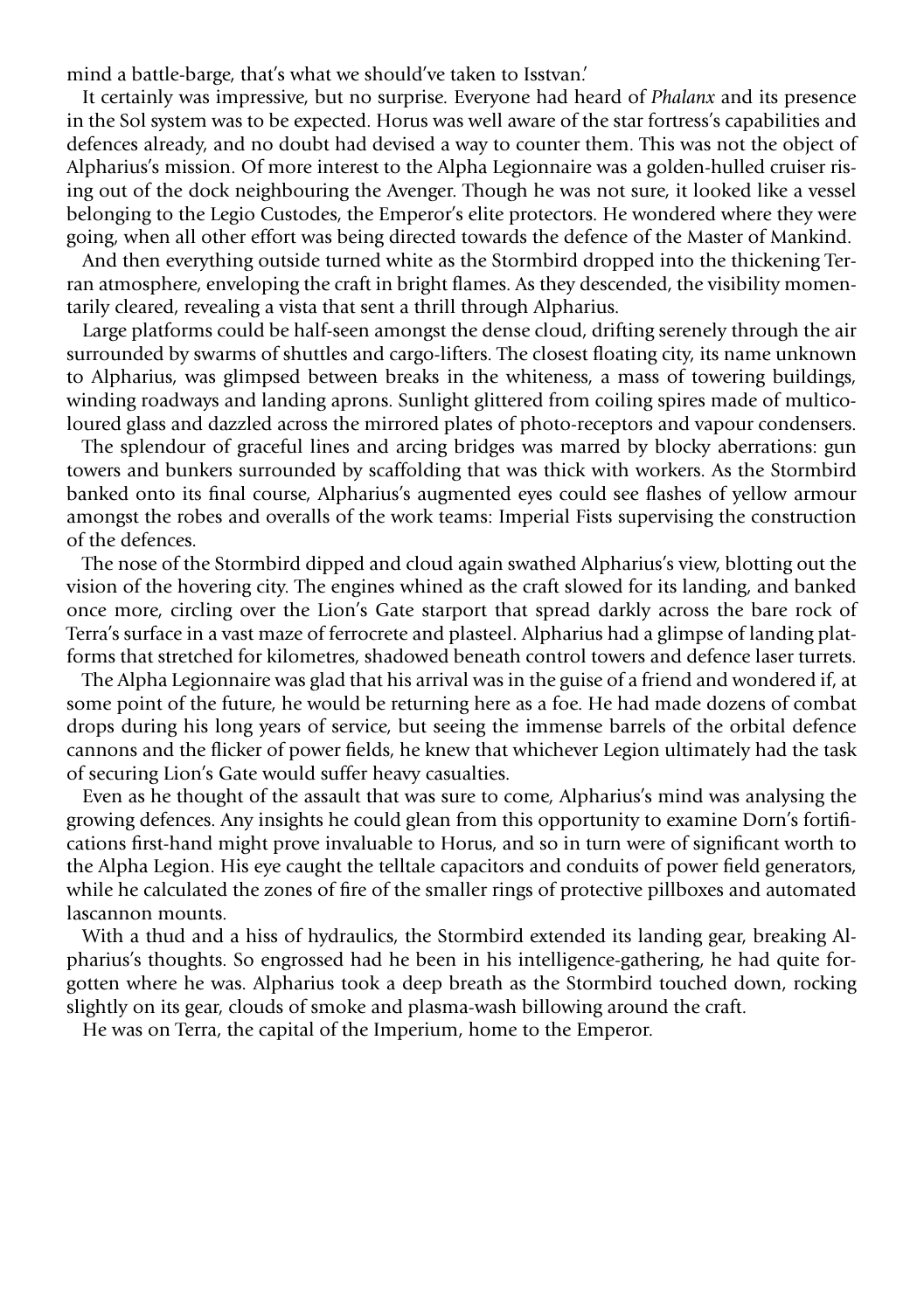mind a battle-barge, that's what we should've taken to Isstvan.'

It certainly was impressive, but no surprise. Everyone had heard of *Phalanx* and its presence in the Sol system was to be expected. Horus was well aware of the star fortress's capabilities and defences already, and no doubt had devised a way to counter them. This was not the object of Alpharius's mission. Of more interest to the Alpha Legionnaire was a golden-hulled cruiser rising out of the dock neighbouring the Avenger. Though he was not sure, it looked like a vessel belonging to the Legio Custodes, the Emperor's elite protectors. He wondered where they were going, when all other effort was being directed towards the defence of the Master of Mankind.

And then everything outside turned white as the Stormbird dropped into the thickening Terran atmosphere, enveloping the craft in bright flames. As they descended, the visibility momentarily cleared, revealing a vista that sent a thrill through Alpharius.

Large platforms could be half-seen amongst the dense cloud, drifting serenely through the air surrounded by swarms of shuttles and cargo-lifters. The closest floating city, its name unknown to Alpharius, was glimpsed between breaks in the whiteness, a mass of towering buildings, winding roadways and landing aprons. Sunlight glittered from coiling spires made of multicoloured glass and dazzled across the mirrored plates of photo-receptors and vapour condensers.

The splendour of graceful lines and arcing bridges was marred by blocky aberrations: gun towers and bunkers surrounded by scaffolding that was thick with workers. As the Stormbird banked onto its final course, Alpharius's augmented eyes could see flashes of yellow armour amongst the robes and overalls of the work teams: Imperial Fists supervising the construction of the defences.

The nose of the Stormbird dipped and cloud again swathed Alpharius's view, blotting out the vision of the hovering city. The engines whined as the craft slowed for its landing, and banked once more, circling over the Lion's Gate starport that spread darkly across the bare rock of Terra's surface in a vast maze of ferrocrete and plasteel. Alpharius had a glimpse of landing platforms that stretched for kilometres, shadowed beneath control towers and defence laser turrets.

The Alpha Legionnaire was glad that his arrival was in the guise of a friend and wondered if, at some point of the future, he would be returning here as a foe. He had made dozens of combat drops during his long years of service, but seeing the immense barrels of the orbital defence cannons and the flicker of power fields, he knew that whichever Legion ultimately had the task of securing Lion's Gate would suffer heavy casualties.

Even as he thought of the assault that was sure to come, Alpharius's mind was analysing the growing defences. Any insights he could glean from this opportunity to examine Dorn's fortifications first-hand might prove invaluable to Horus, and so in turn were of significant worth to the Alpha Legion. His eye caught the telltale capacitors and conduits of power field generators, while he calculated the zones of fire of the smaller rings of protective pillboxes and automated lascannon mounts.

With a thud and a hiss of hydraulics, the Stormbird extended its landing gear, breaking Alpharius's thoughts. So engrossed had he been in his intelligence-gathering, he had quite forgotten where he was. Alpharius took a deep breath as the Stormbird touched down, rocking slightly on its gear, clouds of smoke and plasma-wash billowing around the craft.

He was on Terra, the capital of the Imperium, home to the Emperor.